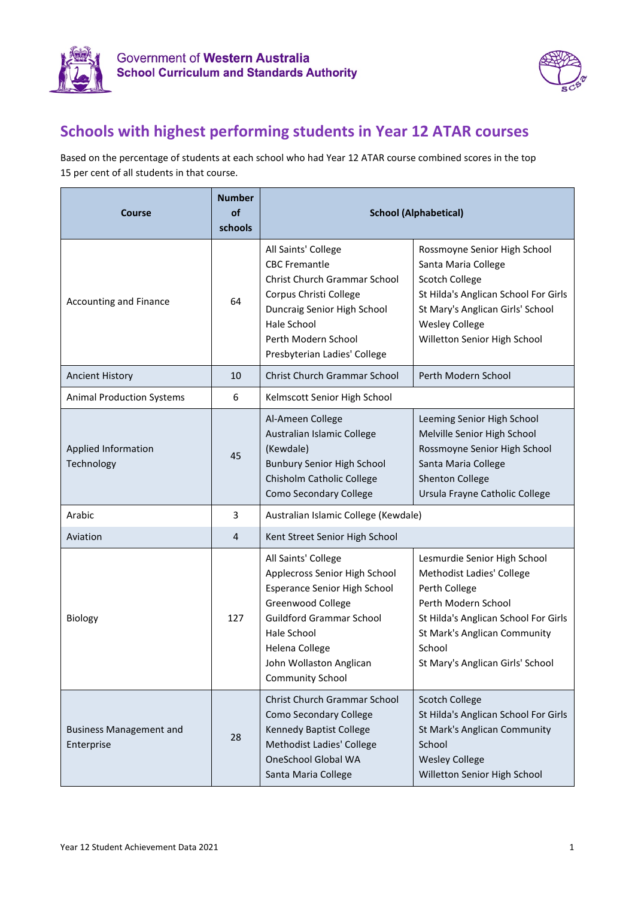Government of Western Australia
School Curriculum and Standards Authority

# Schools with highest performing students in Year 12 ATAR courses

Based on the percentage of students at each school who had Year 12 ATAR course combined scores in the top 15 per cent of all students in that course.

| Course | Number of schools | School (Alphabetical) | |
|---|---|---|---|
| Accounting and Finance | 64 | All Saints' College<br>CBC Fremantle<br>Christ Church Grammar School<br>Corpus Christi College<br>Duncraig Senior High School<br>Hale School<br>Perth Modern School<br>Presbyterian Ladies' College | Rossmoyne Senior High School<br>Santa Maria College<br>Scotch College<br>St Hilda's Anglican School For Girls<br>St Mary's Anglican Girls' School<br>Wesley College<br>Willetton Senior High School |
| Ancient History | 10 | Christ Church Grammar School | Perth Modern School |
| Animal Production Systems | 6 | Kelmscott Senior High School | |
| Applied Information Technology | 45 | Al-Ameen College<br>Australian Islamic College (Kewdale)<br>Bunbury Senior High School<br>Chisholm Catholic College<br>Como Secondary College | Leeming Senior High School<br>Melville Senior High School<br>Rossmoyne Senior High School<br>Santa Maria College<br>Shenton College<br>Ursula Frayne Catholic College |
| Arabic | 3 | Australian Islamic College (Kewdale) | |
| Aviation | 4 | Kent Street Senior High School | |
| Biology | 127 | All Saints' College<br>Applecross Senior High School<br>Esperance Senior High School<br>Greenwood College<br>Guildford Grammar School<br>Hale School<br>Helena College<br>John Wollaston Anglican Community School | Lesmurdie Senior High School<br>Methodist Ladies' College<br>Perth College<br>Perth Modern School<br>St Hilda's Anglican School For Girls<br>St Mark's Anglican Community School<br>St Mary's Anglican Girls' School |
| Business Management and Enterprise | 28 | Christ Church Grammar School<br>Como Secondary College<br>Kennedy Baptist College<br>Methodist Ladies' College<br>OneSchool Global WA<br>Santa Maria College | Scotch College<br>St Hilda's Anglican School For Girls<br>St Mark's Anglican Community School<br>Wesley College<br>Willetton Senior High School |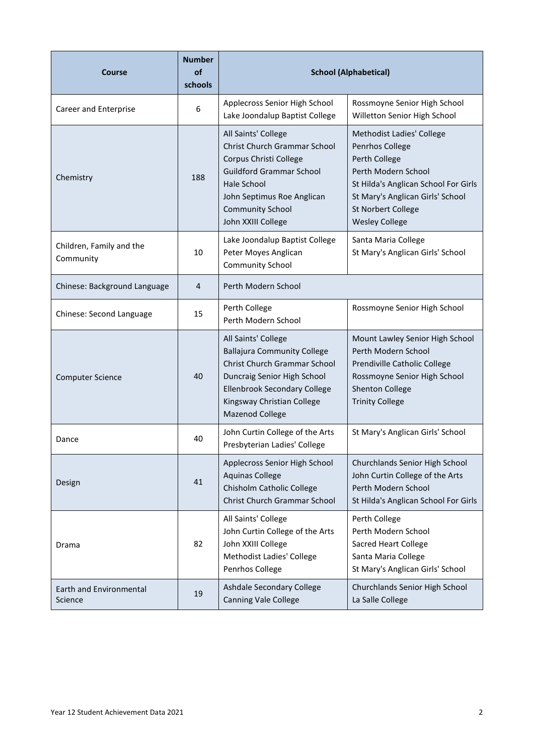| Course | Number of schools | School (Alphabetical) | |
|---|---|---|---|
| Career and Enterprise | 6 | Applecross Senior High School<br>Lake Joondalup Baptist College | Rossmoyne Senior High School<br>Willetton Senior High School |
| Chemistry | 188 | All Saints' College<br>Christ Church Grammar School<br>Corpus Christi College<br>Guildford Grammar School<br>Hale School<br>John Septimus Roe Anglican Community School<br>John XXIII College | Methodist Ladies' College<br>Penrhos College<br>Perth College<br>Perth Modern School<br>St Hilda's Anglican School For Girls<br>St Mary's Anglican Girls' School<br>St Norbert College<br>Wesley College |
| Children, Family and the Community | 10 | Lake Joondalup Baptist College<br>Peter Moyes Anglican Community School | Santa Maria College<br>St Mary's Anglican Girls' School |
| Chinese: Background Language | 4 | Perth Modern School | |
| Chinese: Second Language | 15 | Perth College<br>Perth Modern School | Rossmoyne Senior High School |
| Computer Science | 40 | All Saints' College<br>Ballajura Community College<br>Christ Church Grammar School<br>Duncraig Senior High School<br>Ellenbrook Secondary College<br>Kingsway Christian College<br>Mazenod College | Mount Lawley Senior High School<br>Perth Modern School<br>Prendiville Catholic College<br>Rossmoyne Senior High School<br>Shenton College<br>Trinity College |
| Dance | 40 | John Curtin College of the Arts<br>Presbyterian Ladies' College | St Mary's Anglican Girls' School |
| Design | 41 | Applecross Senior High School<br>Aquinas College<br>Chisholm Catholic College<br>Christ Church Grammar School | Churchlands Senior High School<br>John Curtin College of the Arts<br>Perth Modern School<br>St Hilda's Anglican School For Girls |
| Drama | 82 | All Saints' College<br>John Curtin College of the Arts<br>John XXIII College<br>Methodist Ladies' College<br>Penrhos College | Perth College<br>Perth Modern School<br>Sacred Heart College<br>Santa Maria College<br>St Mary's Anglican Girls' School |
| Earth and Environmental Science | 19 | Ashdale Secondary College<br>Canning Vale College | Churchlands Senior High School<br>La Salle College |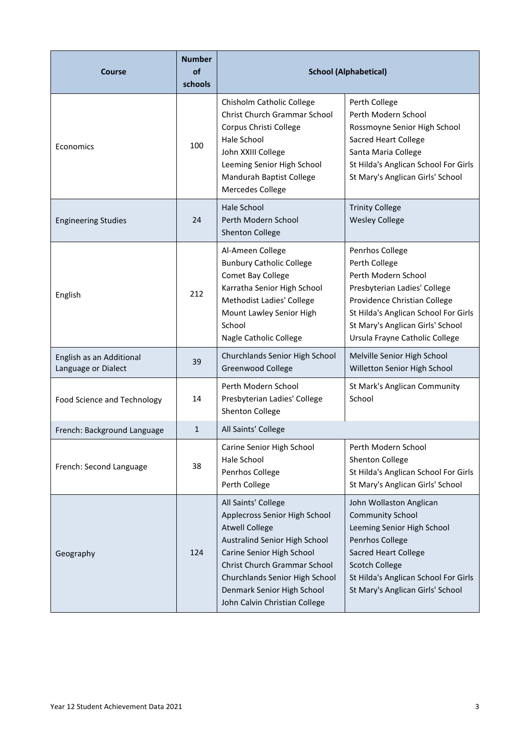| Course | Number of schools | School (Alphabetical) | |
|---|---|---|---|
| Economics | 100 | Chisholm Catholic College<br>Christ Church Grammar School<br>Corpus Christi College<br>Hale School<br>John XXIII College<br>Leeming Senior High School<br>Mandurah Baptist College<br>Mercedes College | Perth College<br>Perth Modern School<br>Rossmoyne Senior High School<br>Sacred Heart College<br>Santa Maria College<br>St Hilda's Anglican School For Girls<br>St Mary's Anglican Girls' School |
| Engineering Studies | 24 | Hale School<br>Perth Modern School<br>Shenton College | Trinity College<br>Wesley College |
| English | 212 | Al-Ameen College<br>Bunbury Catholic College<br>Comet Bay College<br>Karratha Senior High School<br>Methodist Ladies' College<br>Mount Lawley Senior High School<br>Nagle Catholic College | Penrhos College<br>Perth College<br>Perth Modern School<br>Presbyterian Ladies' College<br>Providence Christian College<br>St Hilda's Anglican School For Girls<br>St Mary's Anglican Girls' School<br>Ursula Frayne Catholic College |
| English as an Additional Language or Dialect | 39 | Churchlands Senior High School<br>Greenwood College | Melville Senior High School<br>Willetton Senior High School |
| Food Science and Technology | 14 | Perth Modern School<br>Presbyterian Ladies' College<br>Shenton College | St Mark's Anglican Community School |
| French: Background Language | 1 | All Saints' College | |
| French: Second Language | 38 | Carine Senior High School<br>Hale School<br>Penrhos College<br>Perth College | Perth Modern School<br>Shenton College<br>St Hilda's Anglican School For Girls<br>St Mary's Anglican Girls' School |
| Geography | 124 | All Saints' College<br>Applecross Senior High School<br>Atwell College<br>Australind Senior High School<br>Carine Senior High School<br>Christ Church Grammar School<br>Churchlands Senior High School<br>Denmark Senior High School<br>John Calvin Christian College | John Wollaston Anglican Community School<br>Leeming Senior High School<br>Penrhos College<br>Sacred Heart College<br>Scotch College<br>St Hilda's Anglican School For Girls<br>St Mary's Anglican Girls' School |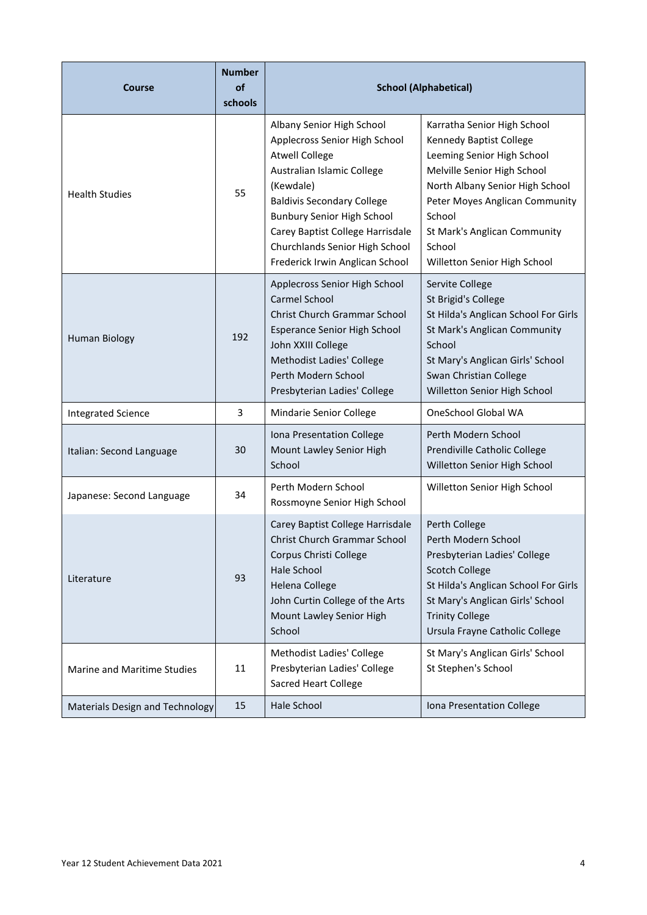| Course | Number of schools | School (Alphabetical) | |
|---|---|---|---|
| Health Studies | 55 | Albany Senior High School<br>Applecross Senior High School<br>Atwell College<br>Australian Islamic College (Kewdale)<br>Baldivis Secondary College<br>Bunbury Senior High School<br>Carey Baptist College Harrisdale<br>Churchlands Senior High School<br>Frederick Irwin Anglican School | Karratha Senior High School<br>Kennedy Baptist College<br>Leeming Senior High School<br>Melville Senior High School<br>North Albany Senior High School<br>Peter Moyes Anglican Community School<br>St Mark's Anglican Community School<br>Willetton Senior High School |
| Human Biology | 192 | Applecross Senior High School<br>Carmel School<br>Christ Church Grammar School<br>Esperance Senior High School<br>John XXIII College<br>Methodist Ladies' College<br>Perth Modern School<br>Presbyterian Ladies' College | Servite College<br>St Brigid's College<br>St Hilda's Anglican School For Girls<br>St Mark's Anglican Community School<br>St Mary's Anglican Girls' School<br>Swan Christian College<br>Willetton Senior High School |
| Integrated Science | 3 | Mindarie Senior College | OneSchool Global WA |
| Italian: Second Language | 30 | Iona Presentation College<br>Mount Lawley Senior High School | Perth Modern School<br>Prendiville Catholic College<br>Willetton Senior High School |
| Japanese: Second Language | 34 | Perth Modern School<br>Rossmoyne Senior High School | Willetton Senior High School |
| Literature | 93 | Carey Baptist College Harrisdale<br>Christ Church Grammar School<br>Corpus Christi College<br>Hale School<br>Helena College<br>John Curtin College of the Arts<br>Mount Lawley Senior High School | Perth College<br>Perth Modern School<br>Presbyterian Ladies' College<br>Scotch College<br>St Hilda's Anglican School For Girls<br>St Mary's Anglican Girls' School<br>Trinity College<br>Ursula Frayne Catholic College |
| Marine and Maritime Studies | 11 | Methodist Ladies' College<br>Presbyterian Ladies' College<br>Sacred Heart College | St Mary's Anglican Girls' School<br>St Stephen's School |
| Materials Design and Technology | 15 | Hale School | Iona Presentation College |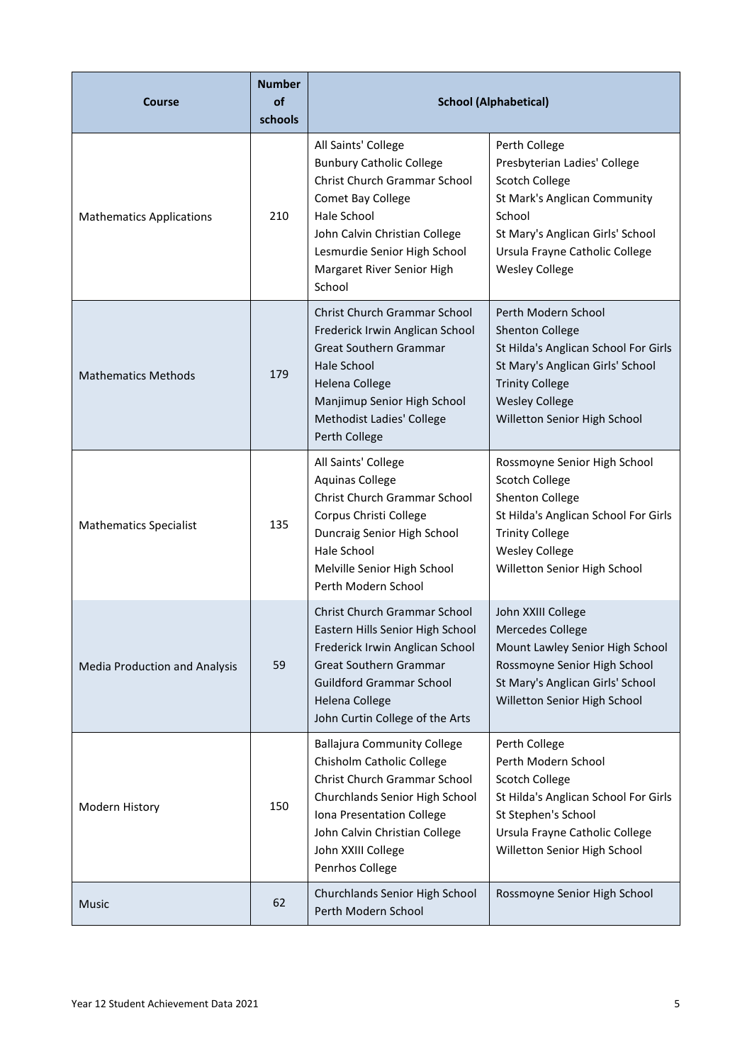| Course | Number of schools | School (Alphabetical) | |
|---|---|---|---|
| Mathematics Applications | 210 | All Saints' College<br>Bunbury Catholic College<br>Christ Church Grammar School<br>Comet Bay College<br>Hale School<br>John Calvin Christian College<br>Lesmurdie Senior High School<br>Margaret River Senior High School | Perth College<br>Presbyterian Ladies' College<br>Scotch College<br>St Mark's Anglican Community School<br>St Mary's Anglican Girls' School<br>Ursula Frayne Catholic College<br>Wesley College |
| Mathematics Methods | 179 | Christ Church Grammar School<br>Frederick Irwin Anglican School<br>Great Southern Grammar<br>Hale School<br>Helena College<br>Manjimup Senior High School<br>Methodist Ladies' College<br>Perth College | Perth Modern School<br>Shenton College<br>St Hilda's Anglican School For Girls<br>St Mary's Anglican Girls' School<br>Trinity College<br>Wesley College<br>Willetton Senior High School |
| Mathematics Specialist | 135 | All Saints' College<br>Aquinas College<br>Christ Church Grammar School<br>Corpus Christi College<br>Duncraig Senior High School<br>Hale School<br>Melville Senior High School<br>Perth Modern School | Rossmoyne Senior High School<br>Scotch College<br>Shenton College<br>St Hilda's Anglican School For Girls<br>Trinity College<br>Wesley College<br>Willetton Senior High School |
| Media Production and Analysis | 59 | Christ Church Grammar School<br>Eastern Hills Senior High School<br>Frederick Irwin Anglican School<br>Great Southern Grammar<br>Guildford Grammar School<br>Helena College<br>John Curtin College of the Arts | John XXIII College<br>Mercedes College<br>Mount Lawley Senior High School<br>Rossmoyne Senior High School<br>St Mary's Anglican Girls' School<br>Willetton Senior High School |
| Modern History | 150 | Ballajura Community College<br>Chisholm Catholic College<br>Christ Church Grammar School<br>Churchlands Senior High School<br>Iona Presentation College<br>John Calvin Christian College<br>John XXIII College<br>Penrhos College | Perth College<br>Perth Modern School<br>Scotch College<br>St Hilda's Anglican School For Girls<br>St Stephen's School<br>Ursula Frayne Catholic College<br>Willetton Senior High School |
| Music | 62 | Churchlands Senior High School<br>Perth Modern School | Rossmoyne Senior High School |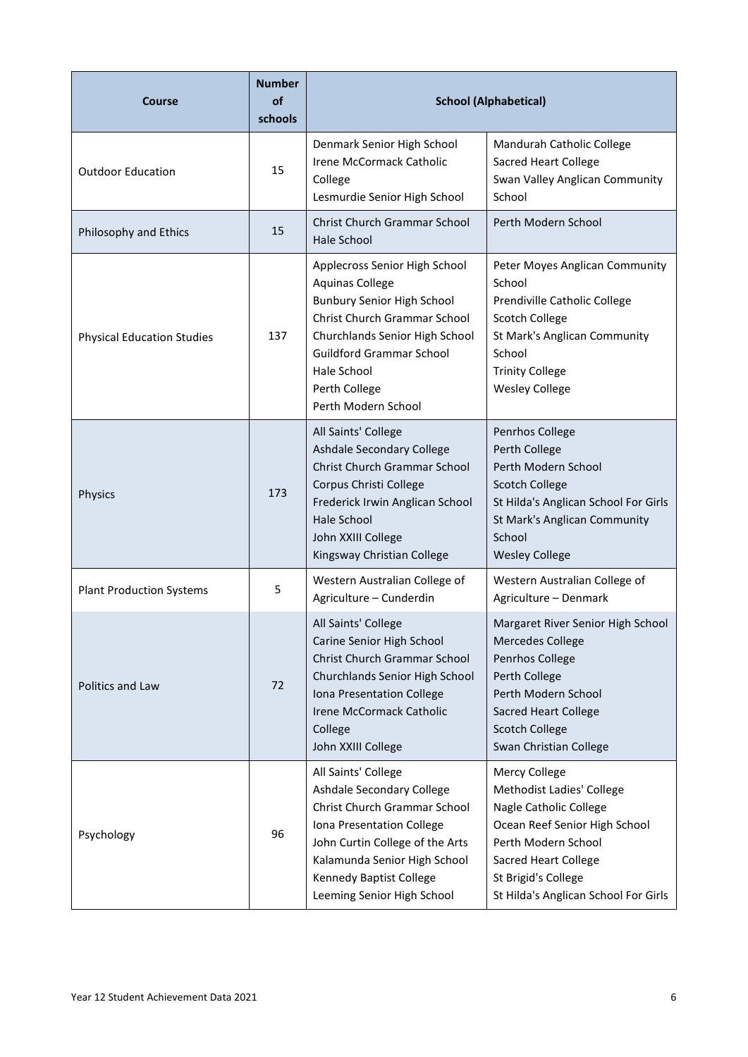| Course | Number of schools | School (Alphabetical) | |
|---|---|---|---|
| Outdoor Education | 15 | Denmark Senior High School<br>Irene McCormack Catholic College<br>Lesmurdie Senior High School | Mandurah Catholic College<br>Sacred Heart College<br>Swan Valley Anglican Community School |
| Philosophy and Ethics | 15 | Christ Church Grammar School<br>Hale School | Perth Modern School |
| Physical Education Studies | 137 | Applecross Senior High School<br>Aquinas College<br>Bunbury Senior High School<br>Christ Church Grammar School<br>Churchlands Senior High School<br>Guildford Grammar School<br>Hale School<br>Perth College<br>Perth Modern School | Peter Moyes Anglican Community School<br>Prendiville Catholic College<br>Scotch College<br>St Mark's Anglican Community School<br>Trinity College<br>Wesley College |
| Physics | 173 | All Saints' College<br>Ashdale Secondary College<br>Christ Church Grammar School<br>Corpus Christi College<br>Frederick Irwin Anglican School<br>Hale School<br>John XXIII College<br>Kingsway Christian College | Penrhos College<br>Perth College<br>Perth Modern School<br>Scotch College<br>St Hilda's Anglican School For Girls<br>St Mark's Anglican Community School<br>Wesley College |
| Plant Production Systems | 5 | Western Australian College of Agriculture – Cunderdin | Western Australian College of Agriculture – Denmark |
| Politics and Law | 72 | All Saints' College<br>Carine Senior High School<br>Christ Church Grammar School<br>Churchlands Senior High School<br>Iona Presentation College<br>Irene McCormack Catholic College<br>John XXIII College | Margaret River Senior High School<br>Mercedes College<br>Penrhos College<br>Perth College<br>Perth Modern School<br>Sacred Heart College<br>Scotch College<br>Swan Christian College |
| Psychology | 96 | All Saints' College<br>Ashdale Secondary College<br>Christ Church Grammar School<br>Iona Presentation College<br>John Curtin College of the Arts<br>Kalamunda Senior High School<br>Kennedy Baptist College<br>Leeming Senior High School | Mercy College<br>Methodist Ladies' College<br>Nagle Catholic College<br>Ocean Reef Senior High School<br>Perth Modern School<br>Sacred Heart College<br>St Brigid's College<br>St Hilda's Anglican School For Girls |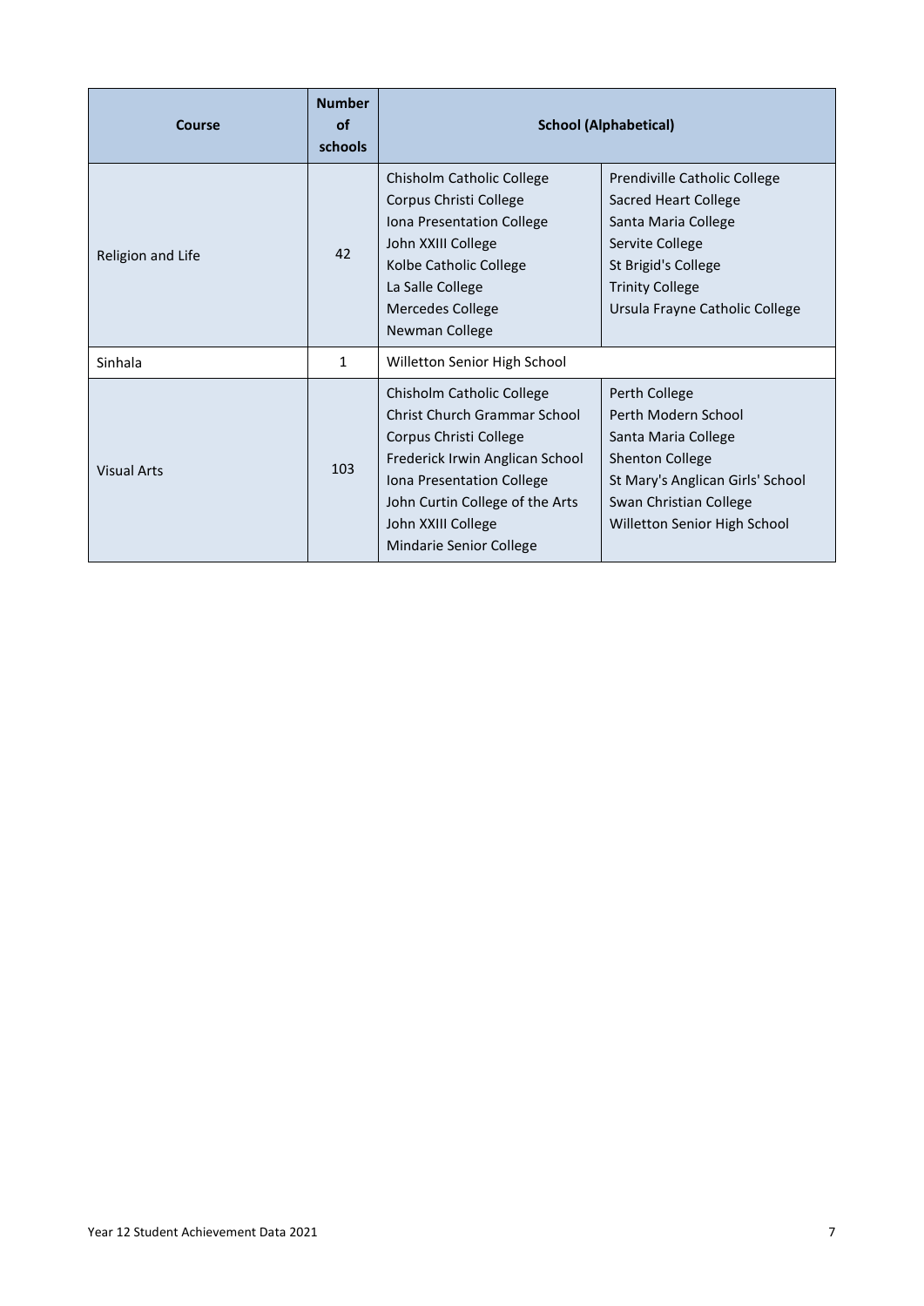| Course | Number of schools | School (Alphabetical) | |
|---|---|---|---|
| Religion and Life | 42 | Chisholm Catholic College<br>Corpus Christi College<br>Iona Presentation College<br>John XXIII College<br>Kolbe Catholic College<br>La Salle College<br>Mercedes College<br>Newman College | Prendiville Catholic College<br>Sacred Heart College<br>Santa Maria College<br>Servite College<br>St Brigid's College<br>Trinity College<br>Ursula Frayne Catholic College |
| Sinhala | 1 | Willetton Senior High School | |
| Visual Arts | 103 | Chisholm Catholic College<br>Christ Church Grammar School<br>Corpus Christi College<br>Frederick Irwin Anglican School<br>Iona Presentation College<br>John Curtin College of the Arts<br>John XXIII College<br>Mindarie Senior College | Perth College<br>Perth Modern School<br>Santa Maria College<br>Shenton College<br>St Mary's Anglican Girls' School<br>Swan Christian College<br>Willetton Senior High School |